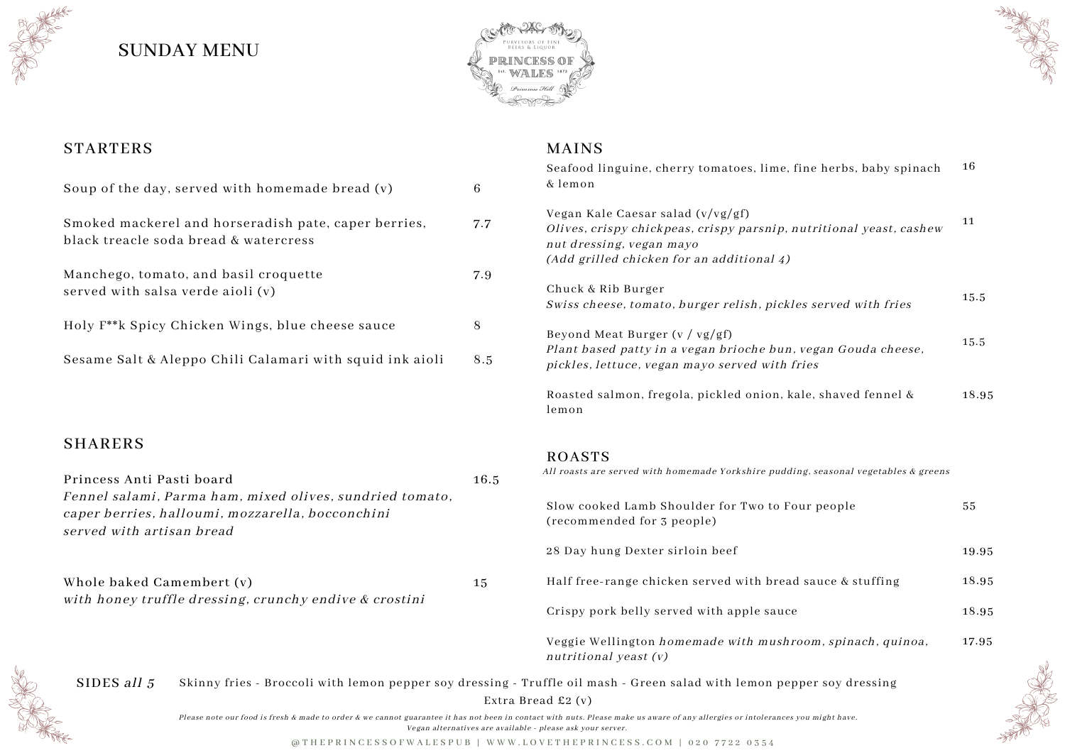# SUNDAY MENU

PURVEYORS OF FINE BEERS & LIQUOR
PRINCESS OF WALES
Est. 1873
Primrose Hill

## STARTERS

Soup of the day, served with homemade bread (v) — 6

Smoked mackerel and horseradish pate, caper berries, black treacle soda bread & watercress — 7.7

Manchego, tomato, and basil croquette served with salsa verde aioli (v) — 7.9

Holy F**k Spicy Chicken Wings, blue cheese sauce — 8

Sesame Salt & Aleppo Chili Calamari with squid ink aioli — 8.5

## SHARERS

Princess Anti Pasti board — 16.5
*Fennel salami, Parma ham, mixed olives, sundried tomato, caper berries, halloumi, mozzarella, bocconchini served with artisan bread*

Whole baked Camembert (v) — 15
*with honey truffle dressing, crunchy endive & crostini*

## MAINS

Seafood linguine, cherry tomatoes, lime, fine herbs, baby spinach & lemon — 16

Vegan Kale Caesar salad (v/vg/gf) — 11
*Olives, crispy chickpeas, crispy parsnip, nutritional yeast, cashew nut dressing, vegan mayo*
*(Add grilled chicken for an additional 4)*

Chuck & Rib Burger — 15.5
*Swiss cheese, tomato, burger relish, pickles served with fries*

Beyond Meat Burger (v / vg/gf) — 15.5
*Plant based patty in a vegan brioche bun, vegan Gouda cheese, pickles, lettuce, vegan mayo served with fries*

Roasted salmon, fregola, pickled onion, kale, shaved fennel & lemon — 18.95

## ROASTS

*All roasts are served with homemade Yorkshire pudding, seasonal vegetables & greens*

Slow cooked Lamb Shoulder for Two to Four people (recommended for 3 people) — 55

28 Day hung Dexter sirloin beef — 19.95

Half free-range chicken served with bread sauce & stuffing — 18.95

Crispy pork belly served with apple sauce — 18.95

Veggie Wellington *homemade with mushroom, spinach, quinoa, nutritional yeast (v)* — 17.95

## SIDES *all 5*

Skinny fries - Broccoli with lemon pepper soy dressing - Truffle oil mash - Green salad with lemon pepper soy dressing

Extra Bread £2 (v)

*Please note our food is fresh & made to order & we cannot guarantee it has not been in contact with nuts. Please make us aware of any allergies or intolerances you might have. Vegan alternatives are available - please ask your server.*

@THEPRINCESSOFWALESPUB | WWW.LOVETHEPRINCESS.COM | 020 7722 0354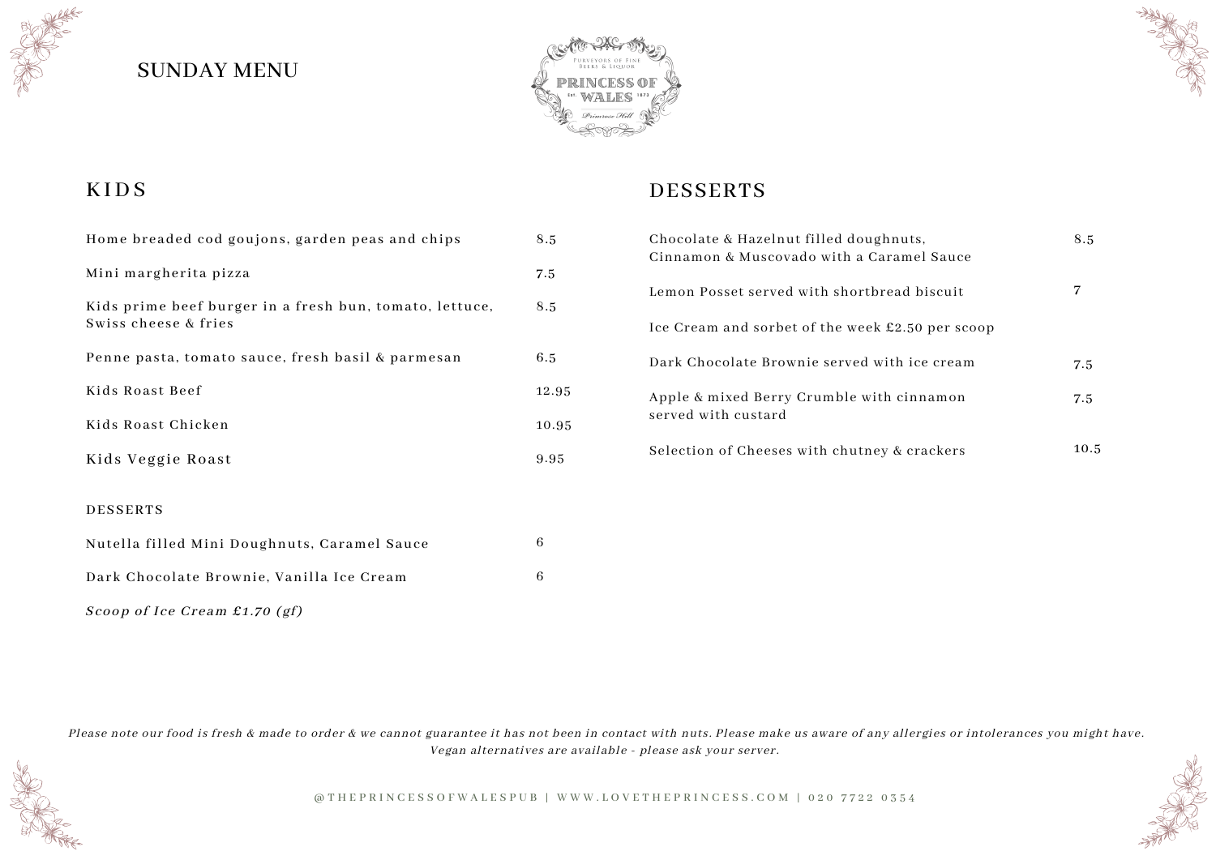# SUNDAY MENU

## KIDS

| | |
|---|---|
| Home breaded cod goujons, garden peas and chips | 8.5 |
| Mini margherita pizza | 7.5 |
| Kids prime beef burger in a fresh bun, tomato, lettuce, Swiss cheese & fries | 8.5 |
| Penne pasta, tomato sauce, fresh basil & parmesan | 6.5 |
| Kids Roast Beef | 12.95 |
| Kids Roast Chicken | 10.95 |
| Kids Veggie Roast | 9.95 |

### DESSERTS

| | |
|---|---|
| Nutella filled Mini Doughnuts, Caramel Sauce | 6 |
| Dark Chocolate Brownie, Vanilla Ice Cream | 6 |

*Scoop of Ice Cream £1.70 (gf)*

## DESSERTS

| | |
|---|---|
| Chocolate & Hazelnut filled doughnuts, Cinnamon & Muscovado with a Caramel Sauce | 8.5 |
| Lemon Posset served with shortbread biscuit | 7 |
| Ice Cream and sorbet of the week £2.50 per scoop | |
| Dark Chocolate Brownie served with ice cream | 7.5 |
| Apple & mixed Berry Crumble with cinnamon served with custard | 7.5 |
| Selection of Cheeses with chutney & crackers | 10.5 |

*Please note our food is fresh & made to order & we cannot guarantee it has not been in contact with nuts. Please make us aware of any allergies or intolerances you might have. Vegan alternatives are available - please ask your server.*

@THEPRINCESSOFWALESPUB | WWW.LOVETHEPRINCESS.COM | 020 7722 0354